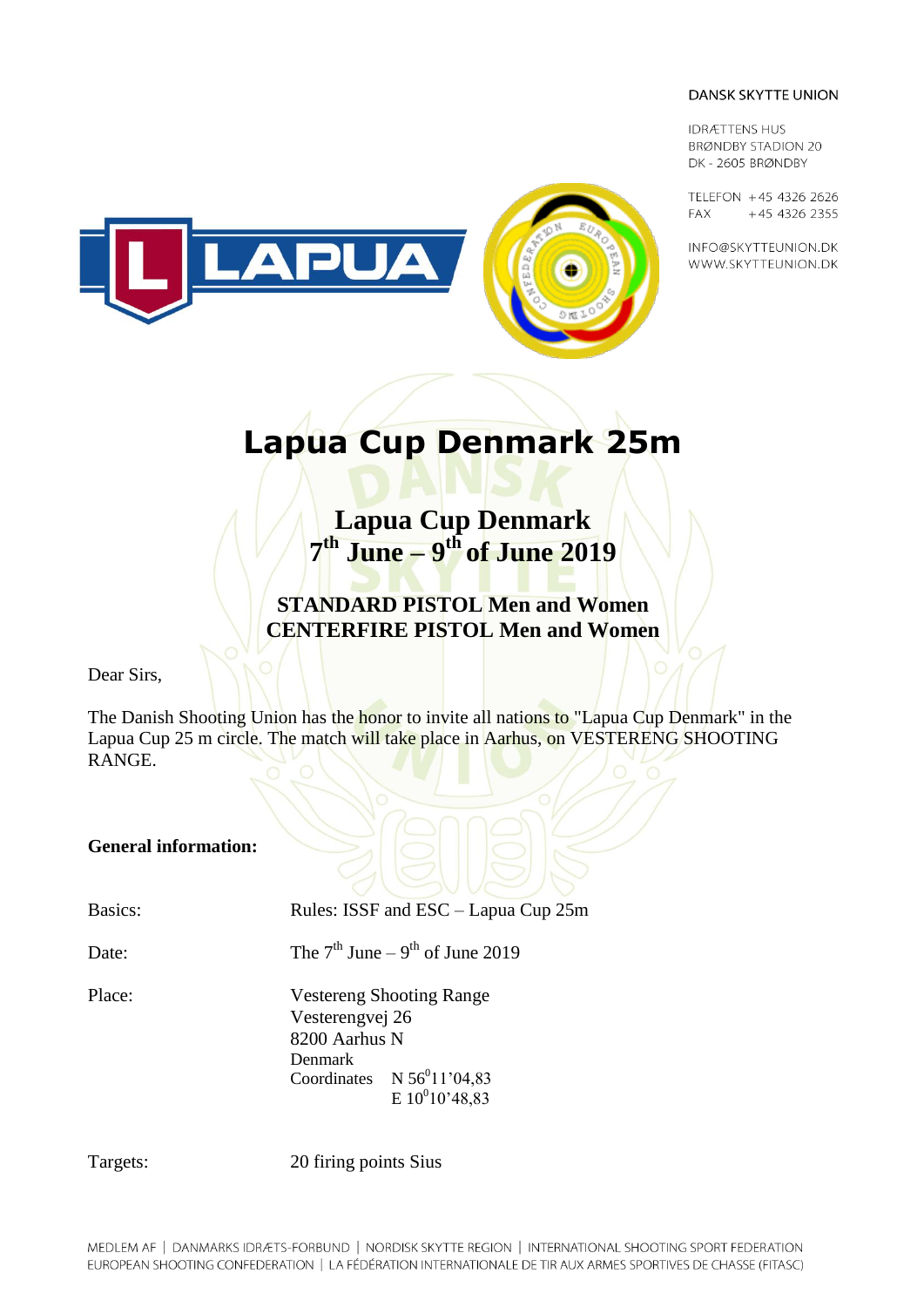DANSK SKYTTE UNION

IDRÆTTENS HUS
BRØNDBY STADION 20
DK - 2605 BRØNDBY

TELEFON +45 4326 2626
FAX +45 4326 2355

INFO@SKYTTEUNION.DK
WWW.SKYTTEUNION.DK

# Lapua Cup Denmark 25m

## Lapua Cup Denmark
## 7th June – 9th of June 2019

### STANDARD PISTOL Men and Women
### CENTERFIRE PISTOL Men and Women

Dear Sirs,

The Danish Shooting Union has the honor to invite all nations to "Lapua Cup Denmark" in the Lapua Cup 25 m circle. The match will take place in Aarhus, on VESTERENG SHOOTING RANGE.

**General information:**

Basics: Rules: ISSF and ESC – Lapua Cup 25m

Date: The 7th June – 9th of June 2019

Place: Vestereng Shooting Range
Vesterengvej 26
8200 Aarhus N
Denmark
Coordinates N 56°11'04,83
E 10°10'48,83

Targets: 20 firing points Sius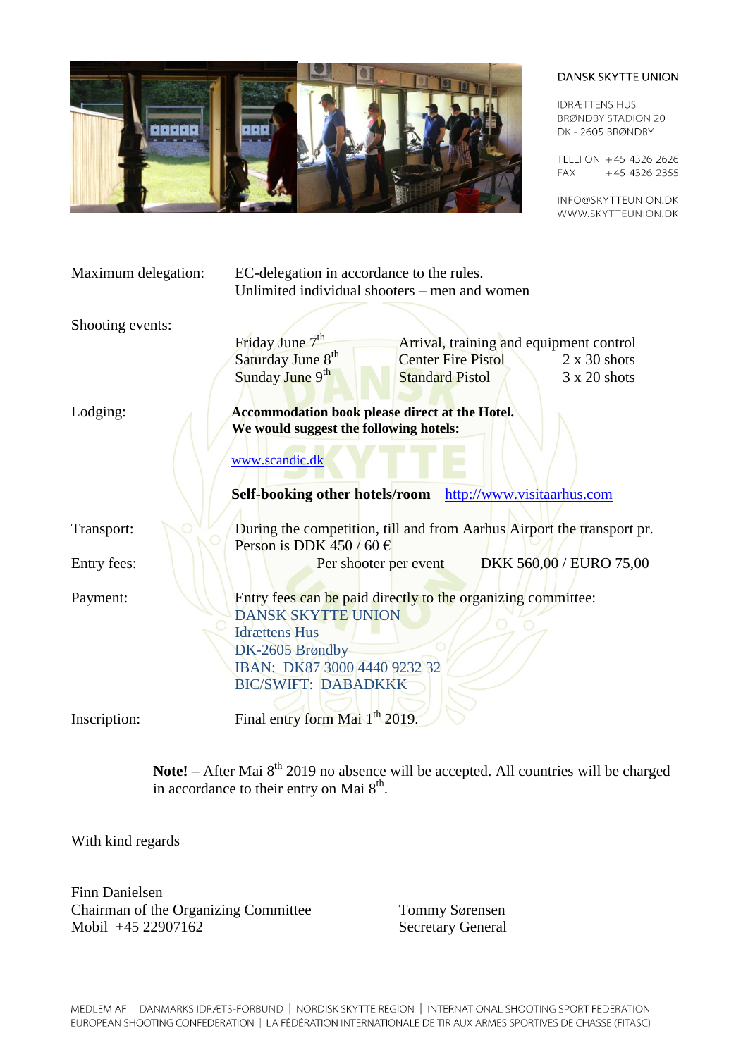DANSK SKYTTE UNION

IDRÆTTENS HUS
BRØNDBY STADION 20
DK - 2605 BRØNDBY

TELEFON +45 4326 2626
FAX +45 4326 2355

INFO@SKYTTEUNION.DK
WWW.SKYTTEUNION.DK

Maximum delegation: EC-delegation in accordance to the rules.
Unlimited individual shooters – men and women

Shooting events:

| | | |
|---|---|---|
| Friday June 7th | Arrival, training and equipment control | |
| Saturday June 8th | Center Fire Pistol | 2 x 30 shots |
| Sunday June 9th | Standard Pistol | 3 x 20 shots |

Lodging: **Accommodation book please direct at the Hotel.**
**We would suggest the following hotels:**

www.scandic.dk

**Self-booking other hotels/room** http://www.visitaarhus.com

Transport: During the competition, till and from Aarhus Airport the transport pr. Person is DDK 450 / 60 €

Entry fees: Per shooter per event DKK 560,00 / EURO 75,00

Payment: Entry fees can be paid directly to the organizing committee:
DANSK SKYTTE UNION
Idrættens Hus
DK-2605 Brøndby
IBAN: DK87 3000 4440 9232 32
BIC/SWIFT: DABADKKK

Inscription: Final entry form Mai 1th 2019.

**Note!** – After Mai 8th 2019 no absence will be accepted. All countries will be charged in accordance to their entry on Mai 8th.

With kind regards

Finn Danielsen
Chairman of the Organizing Committee
Mobil +45 22907162

Tommy Sørensen
Secretary General

MEDLEM AF | DANMARKS IDRÆTS-FORBUND | NORDISK SKYTTE REGION | INTERNATIONAL SHOOTING SPORT FEDERATION
EUROPEAN SHOOTING CONFEDERATION | LA FÉDÉRATION INTERNATIONALE DE TIR AUX ARMES SPORTIVES DE CHASSE (FITASC)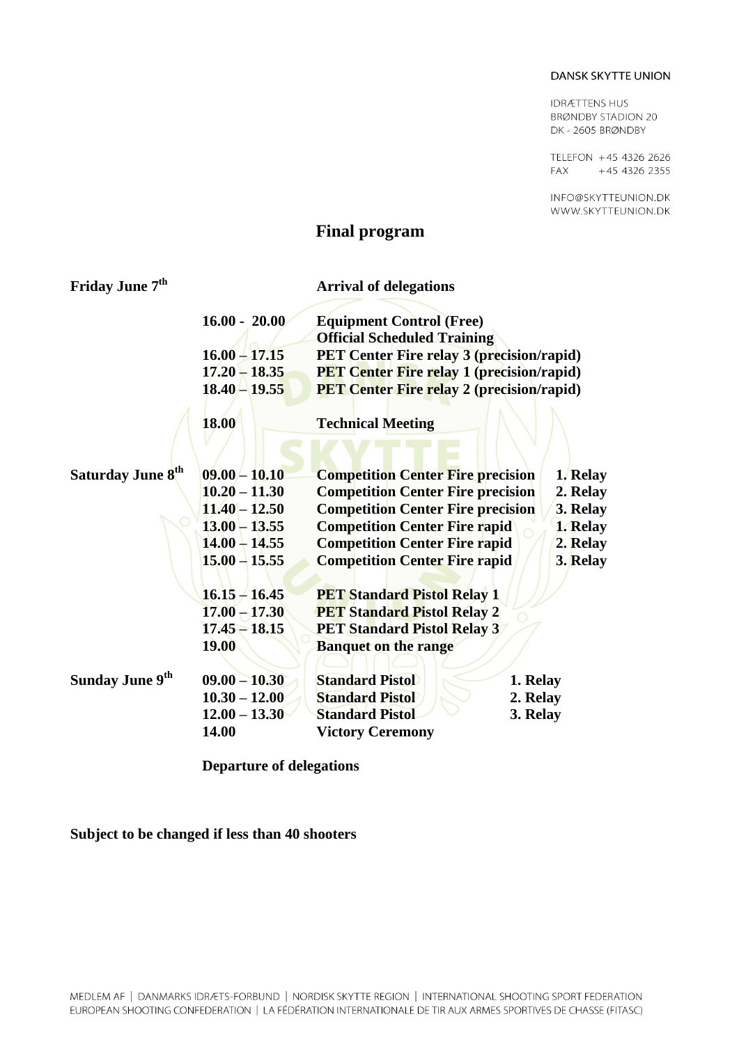DANSK SKYTTE UNION

IDRÆTTENS HUS
BRØNDBY STADION 20
DK - 2605 BRØNDBY

TELEFON +45 4326 2626
FAX +45 4326 2355

INFO@SKYTTEUNION.DK
WWW.SKYTTEUNION.DK

# Final program

| | | | |
|---|---|---|---|
| **Friday June 7th** | | **Arrival of delegations** | |
| | **16.00 - 20.00** | **Equipment Control (Free)** | |
| | | **Official Scheduled Training** | |
| | **16.00 – 17.15** | **PET Center Fire relay 3 (precision/rapid)** | |
| | **17.20 – 18.35** | **PET Center Fire relay 1 (precision/rapid)** | |
| | **18.40 – 19.55** | **PET Center Fire relay 2 (precision/rapid)** | |
| | **18.00** | **Technical Meeting** | |
| **Saturday June 8th** | **09.00 – 10.10** | **Competition Center Fire precision** | **1. Relay** |
| | **10.20 – 11.30** | **Competition Center Fire precision** | **2. Relay** |
| | **11.40 – 12.50** | **Competition Center Fire precision** | **3. Relay** |
| | **13.00 – 13.55** | **Competition Center Fire rapid** | **1. Relay** |
| | **14.00 – 14.55** | **Competition Center Fire rapid** | **2. Relay** |
| | **15.00 – 15.55** | **Competition Center Fire rapid** | **3. Relay** |
| | **16.15 – 16.45** | **PET Standard Pistol Relay 1** | |
| | **17.00 – 17.30** | **PET Standard Pistol Relay 2** | |
| | **17.45 – 18.15** | **PET Standard Pistol Relay 3** | |
| | **19.00** | **Banquet on the range** | |
| **Sunday June 9th** | **09.00 – 10.30** | **Standard Pistol** | **1. Relay** |
| | **10.30 – 12.00** | **Standard Pistol** | **2. Relay** |
| | **12.00 – 13.30** | **Standard Pistol** | **3. Relay** |
| | **14.00** | **Victory Ceremony** | |

**Departure of delegations**

**Subject to be changed if less than 40 shooters**

MEDLEM AF | DANMARKS IDRÆTS-FORBUND | NORDISK SKYTTE REGION | INTERNATIONAL SHOOTING SPORT FEDERATION
EUROPEAN SHOOTING CONFEDERATION | LA FÉDÉRATION INTERNATIONALE DE TIR AUX ARMES SPORTIVES DE CHASSE (FITASC)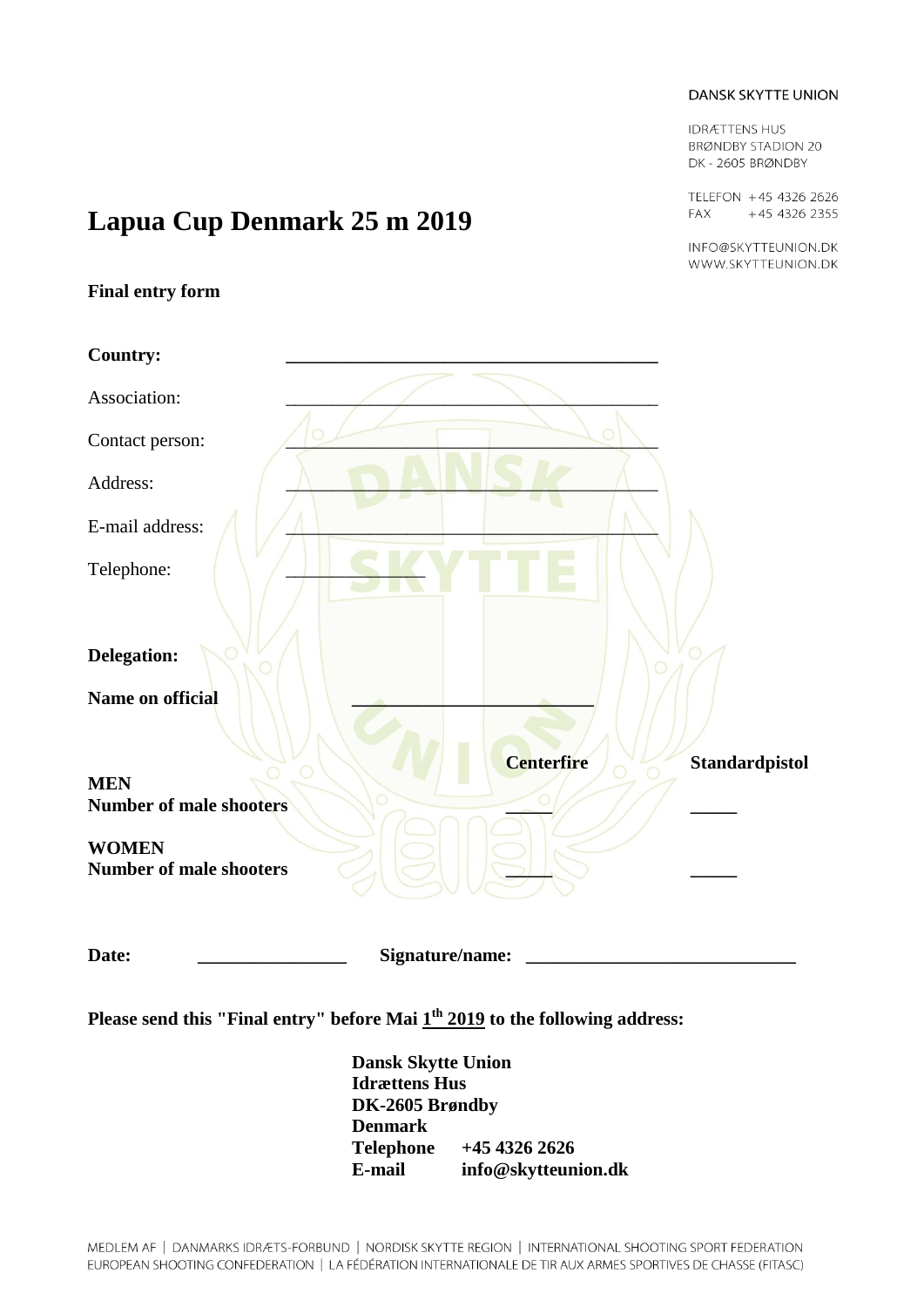DANSK SKYTTE UNION

IDRÆTTENS HUS
BRØNDBY STADION 20
DK - 2605 BRØNDBY

TELEFON +45 4326 2626
FAX +45 4326 2355

INFO@SKYTTEUNION.DK
WWW.SKYTTEUNION.DK

# Lapua Cup Denmark 25 m 2019

**Final entry form**

**Country:** ________________________________________

Association: ________________________________________

Contact person: ________________________________________

Address: ________________________________________

E-mail address: ________________________________________

Telephone: _______________

**Delegation:**

**Name on official** ________________________

| | **Centerfire** | **Standardpistol** |
|---|---|---|
| **MEN**<br>**Number of male shooters** | _____ | _____ |
| **WOMEN**<br>**Number of male shooters** | _____ | _____ |

**Date:** _______________ **Signature/name:** ____________________________

**Please send this "Final entry" before Mai 1th 2019 to the following address:**

**Dansk Skytte Union**
**Idrættens Hus**
**DK-2605 Brøndby**
**Denmark**
**Telephone** **+45 4326 2626**
**E-mail** **info@skytteunion.dk**

MEDLEM AF | DANMARKS IDRÆTS-FORBUND | NORDISK SKYTTE REGION | INTERNATIONAL SHOOTING SPORT FEDERATION
EUROPEAN SHOOTING CONFEDERATION | LA FÉDÉRATION INTERNATIONALE DE TIR AUX ARMES SPORTIVES DE CHASSE (FITASC)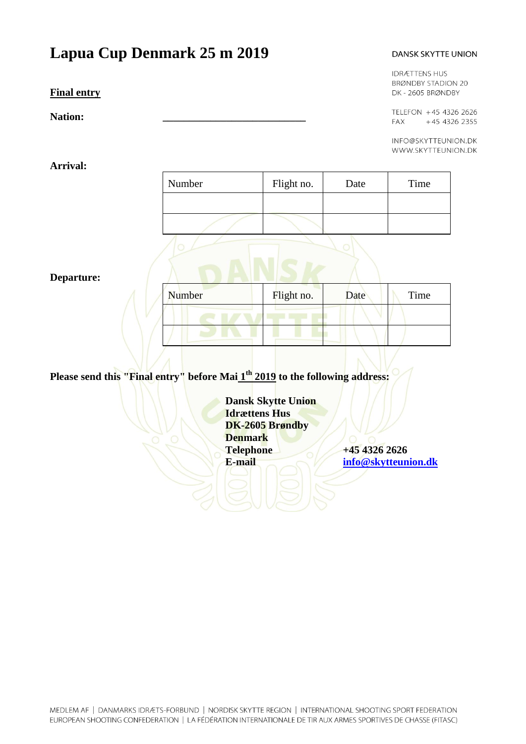# Lapua Cup Denmark 25 m 2019

DANSK SKYTTE UNION

IDRÆTTENS HUS
BRØNDBY STADION 20
DK - 2605 BRØNDBY

TELEFON +45 4326 2626
FAX +45 4326 2355

INFO@SKYTTEUNION.DK
WWW.SKYTTEUNION.DK

**Final entry**

**Nation:** ___________________________

**Arrival:**

| Number | Flight no. | Date | Time |
|---|---|---|---|
| | | | |
| | | | |

**Departure:**

| Number | Flight no. | Date | Time |
|---|---|---|---|
| | | | |
| | | | |

**Please send this "Final entry" before Mai 1th 2019 to the following address:**

**Dansk Skytte Union**
**Idrættens Hus**
**DK-2605 Brøndby**
**Denmark**
**Telephone** **+45 4326 2626**
**E-mail** **info@skytteunion.dk**

MEDLEM AF | DANMARKS IDRÆTS-FORBUND | NORDISK SKYTTE REGION | INTERNATIONAL SHOOTING SPORT FEDERATION
EUROPEAN SHOOTING CONFEDERATION | LA FÉDÉRATION INTERNATIONALE DE TIR AUX ARMES SPORTIVES DE CHASSE (FITASC)